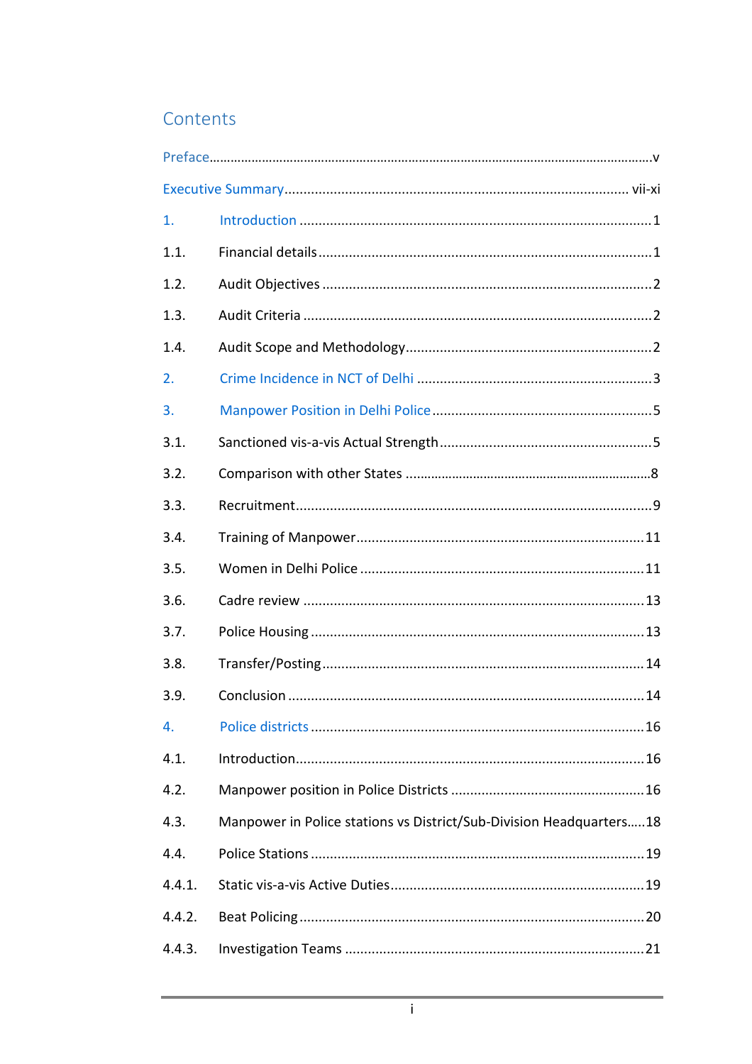# Contents

Preface....................................................................................................................v

Executive Summary..................................................................................... vii-xi

1. Introduction ..................................................................................................1

1.1. Financial details..........................................................................................1

1.2. Audit Objectives .........................................................................................2

1.3. Audit Criteria ..............................................................................................2

1.4. Audit Scope and Methodology....................................................................2

2. Crime Incidence in NCT of Delhi ....................................................................3

3. Manpower Position in Delhi Police.................................................................5

3.1. Sanctioned vis-a-vis Actual Strength...........................................................5

3.2. Comparison with other States .....................................................................8

3.3. Recruitment................................................................................................9

3.4. Training of Manpower...............................................................................11

3.5. Women in Delhi Police ..............................................................................11

3.6. Cadre review ............................................................................................13

3.7. Police Housing ..........................................................................................13

3.8. Transfer/Posting........................................................................................14

3.9. Conclusion ................................................................................................14

4. Police districts ..............................................................................................16

4.1. Introduction..............................................................................................16

4.2. Manpower position in Police Districts .......................................................16

4.3. Manpower in Police stations vs District/Sub-Division Headquarters.....18

4.4. Police Stations ..........................................................................................19

4.4.1. Static vis-a-vis Active Duties......................................................................19

4.4.2. Beat Policing.............................................................................................20

4.4.3. Investigation Teams ..................................................................................21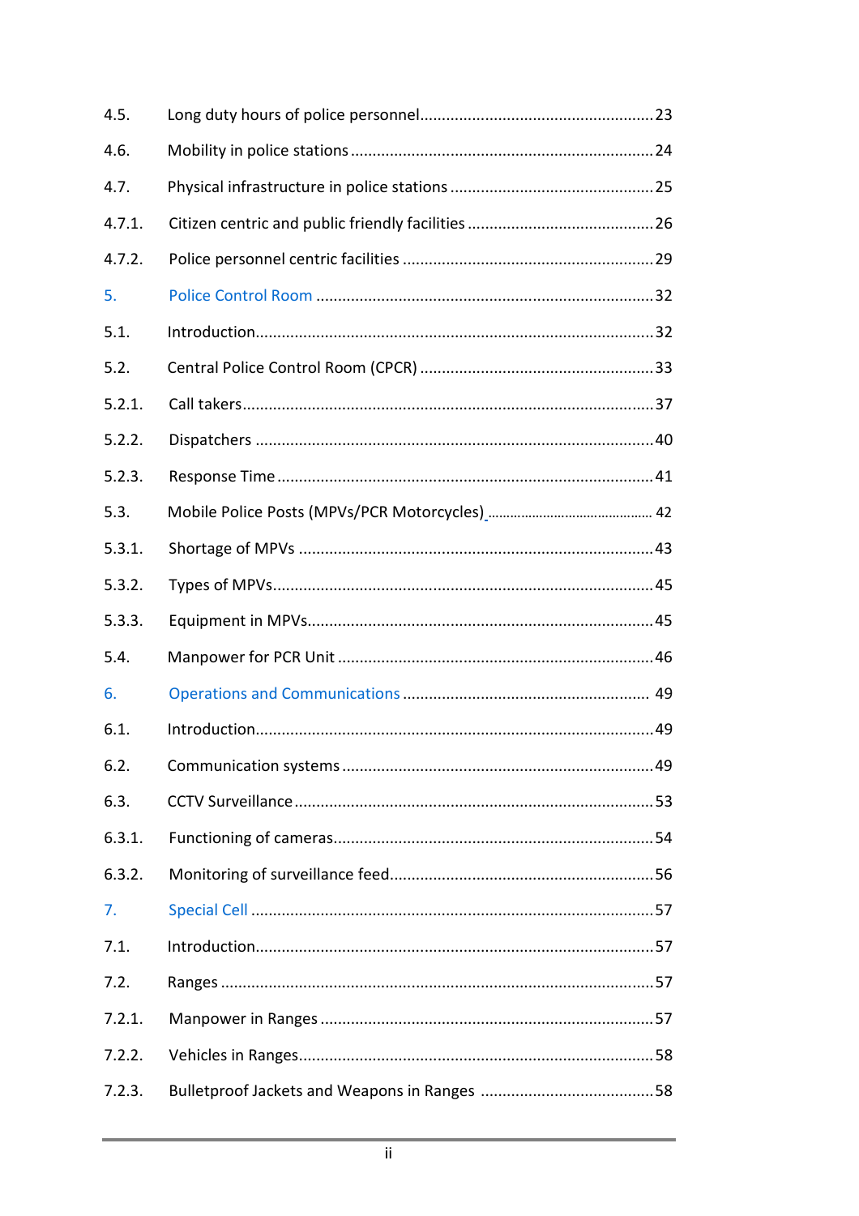| | | |
|---|---|---|
| 4.5. | Long duty hours of police personnel | 23 |
| 4.6. | Mobility in police stations | 24 |
| 4.7. | Physical infrastructure in police stations | 25 |
| 4.7.1. | Citizen centric and public friendly facilities | 26 |
| 4.7.2. | Police personnel centric facilities | 29 |
| 5. | Police Control Room | 32 |
| 5.1. | Introduction | 32 |
| 5.2. | Central Police Control Room (CPCR) | 33 |
| 5.2.1. | Call takers | 37 |
| 5.2.2. | Dispatchers | 40 |
| 5.2.3. | Response Time | 41 |
| 5.3. | Mobile Police Posts (MPVs/PCR Motorcycles) | 42 |
| 5.3.1. | Shortage of MPVs | 43 |
| 5.3.2. | Types of MPVs | 45 |
| 5.3.3. | Equipment in MPVs | 45 |
| 5.4. | Manpower for PCR Unit | 46 |
| 6. | Operations and Communications | 49 |
| 6.1. | Introduction | 49 |
| 6.2. | Communication systems | 49 |
| 6.3. | CCTV Surveillance | 53 |
| 6.3.1. | Functioning of cameras | 54 |
| 6.3.2. | Monitoring of surveillance feed | 56 |
| 7. | Special Cell | 57 |
| 7.1. | Introduction | 57 |
| 7.2. | Ranges | 57 |
| 7.2.1. | Manpower in Ranges | 57 |
| 7.2.2. | Vehicles in Ranges | 58 |
| 7.2.3. | Bulletproof Jackets and Weapons in Ranges | 58 |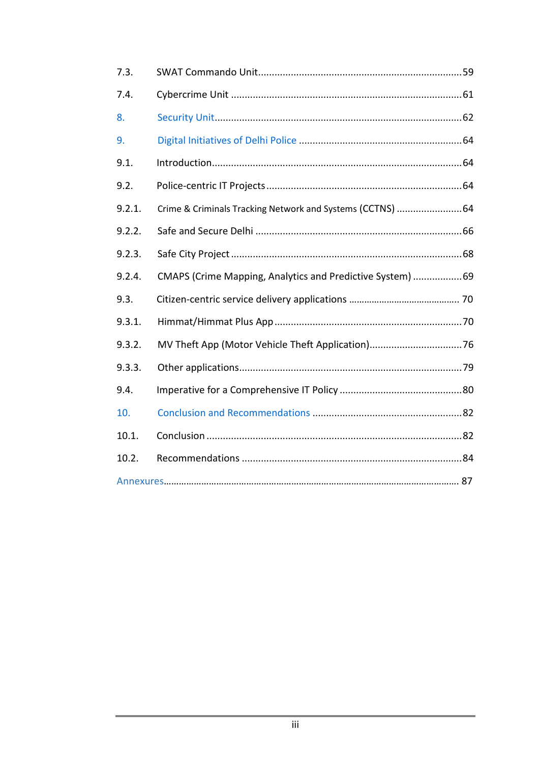7.3. SWAT Commando Unit.......................................................................... 59

7.4. Cybercrime Unit ..................................................................................... 61

8. Security Unit.............................................................................................. 62

9. Digital Initiatives of Delhi Police .............................................................. 64

9.1. Introduction............................................................................................ 64

9.2. Police-centric IT Projects ........................................................................ 64

9.2.1. Crime & Criminals Tracking Network and Systems (CCTNS) ......................... 64

9.2.2. Safe and Secure Delhi ........................................................................... 66

9.2.3. Safe City Project .................................................................................... 68

9.2.4. CMAPS (Crime Mapping, Analytics and Predictive System) .................. 69

9.3. Citizen-centric service delivery applications ............................................ 70

9.3.1. Himmat/Himmat Plus App .................................................................... 70

9.3.2. MV Theft App (Motor Vehicle Theft Application).................................. 76

9.3.3. Other applications.................................................................................. 79

9.4. Imperative for a Comprehensive IT Policy ............................................. 80

10. Conclusion and Recommendations ....................................................... 82

10.1. Conclusion ............................................................................................ 82

10.2. Recommendations ................................................................................ 84

Annexures...................................................................................................... 87